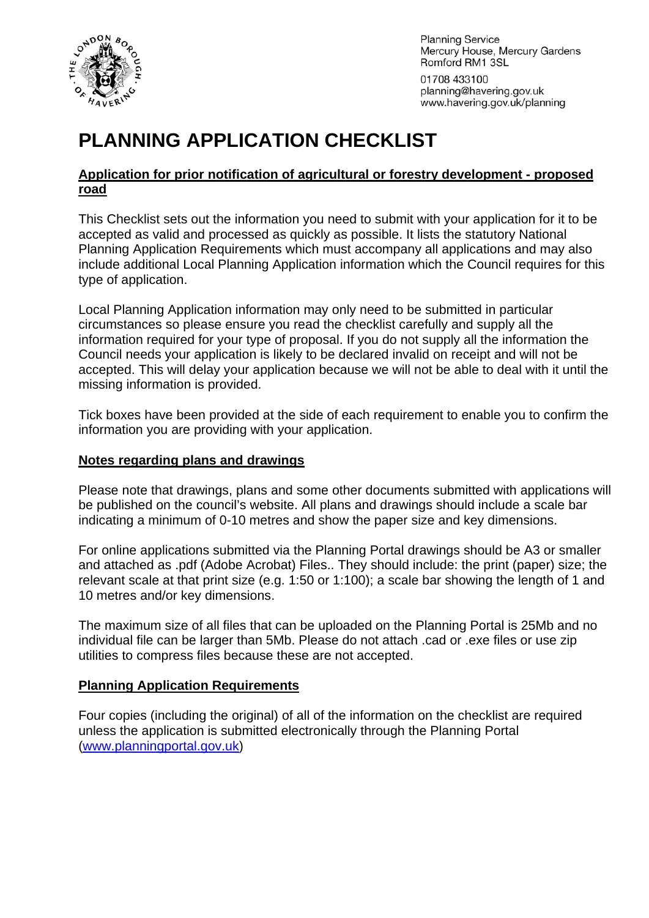Planning Service
Mercury House, Mercury Gardens
Romford RM1 3SL

01708 433100
planning@havering.gov.uk
www.havering.gov.uk/planning

# PLANNING APPLICATION CHECKLIST

## Application for prior notification of agricultural or forestry development - proposed road

This Checklist sets out the information you need to submit with your application for it to be accepted as valid and processed as quickly as possible. It lists the statutory National Planning Application Requirements which must accompany all applications and may also include additional Local Planning Application information which the Council requires for this type of application.

Local Planning Application information may only need to be submitted in particular circumstances so please ensure you read the checklist carefully and supply all the information required for your type of proposal. If you do not supply all the information the Council needs your application is likely to be declared invalid on receipt and will not be accepted. This will delay your application because we will not be able to deal with it until the missing information is provided.

Tick boxes have been provided at the side of each requirement to enable you to confirm the information you are providing with your application.

### Notes regarding plans and drawings

Please note that drawings, plans and some other documents submitted with applications will be published on the council's website. All plans and drawings should include a scale bar indicating a minimum of 0-10 metres and show the paper size and key dimensions.

For online applications submitted via the Planning Portal drawings should be A3 or smaller and attached as .pdf (Adobe Acrobat) Files.. They should include: the print (paper) size; the relevant scale at that print size (e.g. 1:50 or 1:100); a scale bar showing the length of 1 and 10 metres and/or key dimensions.

The maximum size of all files that can be uploaded on the Planning Portal is 25Mb and no individual file can be larger than 5Mb. Please do not attach .cad or .exe files or use zip utilities to compress files because these are not accepted.

### Planning Application Requirements

Four copies (including the original) of all of the information on the checklist are required unless the application is submitted electronically through the Planning Portal (www.planningportal.gov.uk)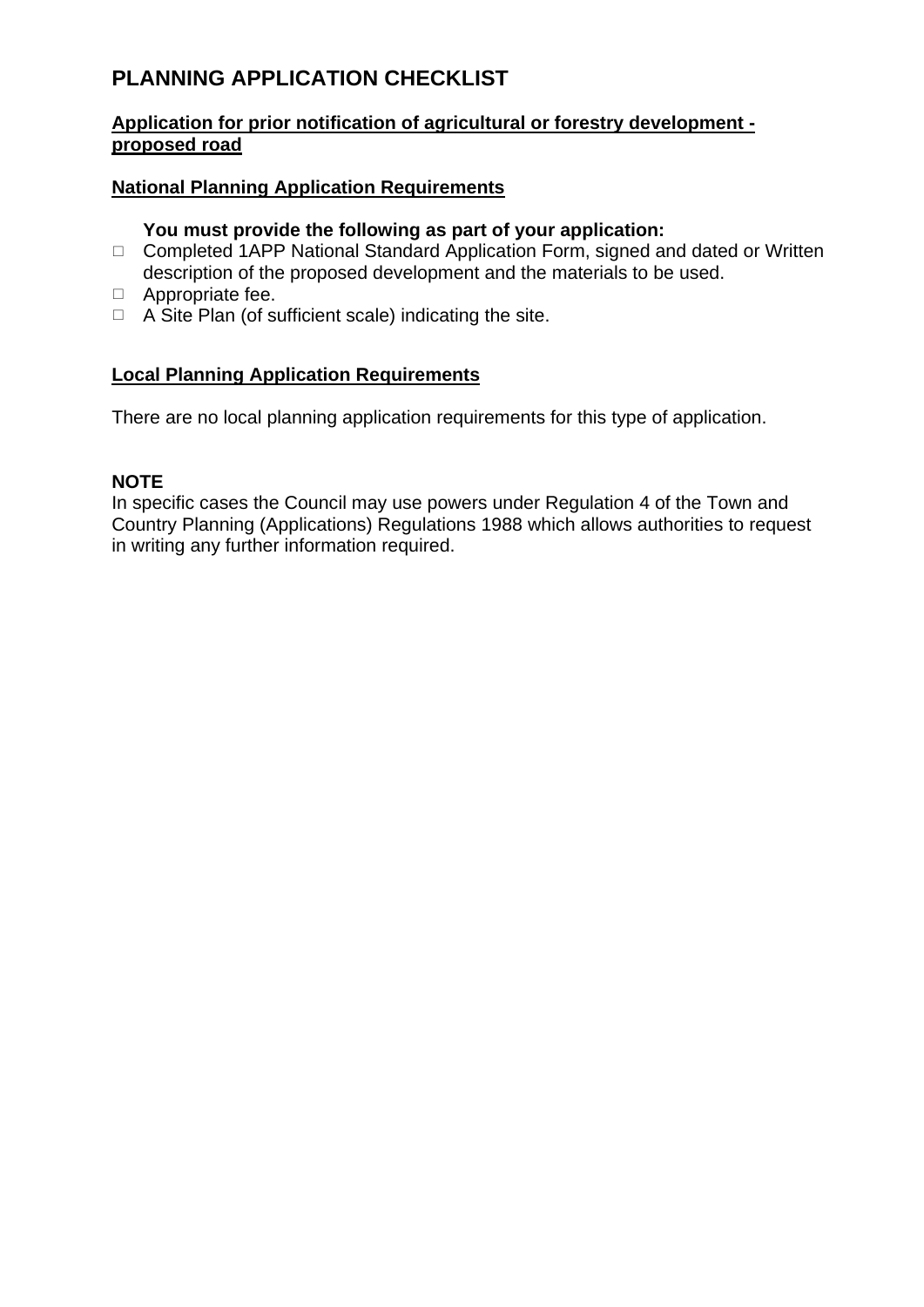# PLANNING APPLICATION CHECKLIST

**Application for prior notification of agricultural or forestry development - proposed road**

**National Planning Application Requirements**

**You must provide the following as part of your application:**

- ☐ Completed 1APP National Standard Application Form, signed and dated or Written description of the proposed development and the materials to be used.
- ☐ Appropriate fee.
- ☐ A Site Plan (of sufficient scale) indicating the site.

**Local Planning Application Requirements**

There are no local planning application requirements for this type of application.

**NOTE**

In specific cases the Council may use powers under Regulation 4 of the Town and Country Planning (Applications) Regulations 1988 which allows authorities to request in writing any further information required.